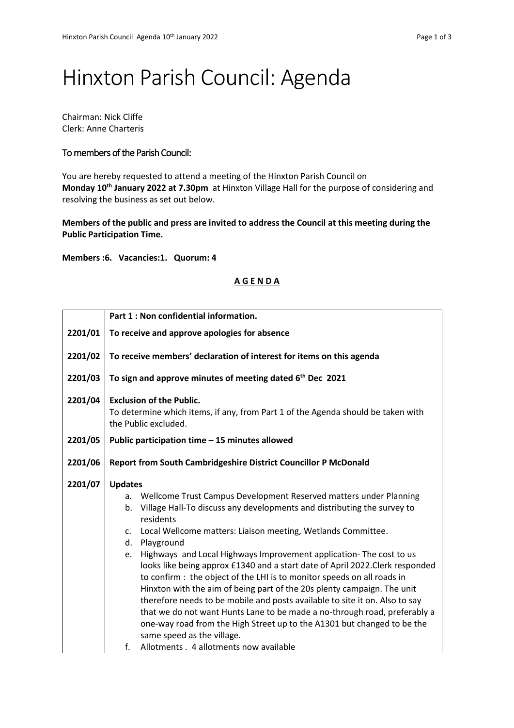# Hinxton Parish Council: Agenda

Chairman: Nick Cliffe
Clerk: Anne Charteris

## To members of the Parish Council:

You are hereby requested to attend a meeting of the Hinxton Parish Council on **Monday 10th January 2022 at 7.30pm** at Hinxton Village Hall for the purpose of considering and resolving the business as set out below.

**Members of the public and press are invited to address the Council at this meeting during the Public Participation Time.**

**Members :6. Vacancies:1. Quorum: 4**

**A G E N D A**

| | **Part 1 : Non confidential information.** |
|---|---|
| **2201/01** | **To receive and approve apologies for absence** |
| **2201/02** | **To receive members' declaration of interest for items on this agenda** |
| **2201/03** | **To sign and approve minutes of meeting dated 6th Dec 2021** |
| **2201/04** | **Exclusion of the Public.** To determine which items, if any, from Part 1 of the Agenda should be taken with the Public excluded. |
| **2201/05** | **Public participation time – 15 minutes allowed** |
| **2201/06** | **Report from South Cambridgeshire District Councillor P McDonald** |
| **2201/07** | **Updates** a. Wellcome Trust Campus Development Reserved matters under Planning b. Village Hall-To discuss any developments and distributing the survey to residents c. Local Wellcome matters: Liaison meeting, Wetlands Committee. d. Playground e. Highways and Local Highways Improvement application- The cost to us looks like being approx £1340 and a start date of April 2022.Clerk responded to confirm : the object of the LHI is to monitor speeds on all roads in Hinxton with the aim of being part of the 20s plenty campaign. The unit therefore needs to be mobile and posts available to site it on. Also to say that we do not want Hunts Lane to be made a no-through road, preferably a one-way road from the High Street up to the A1301 but changed to be the same speed as the village. f. Allotments . 4 allotments now available |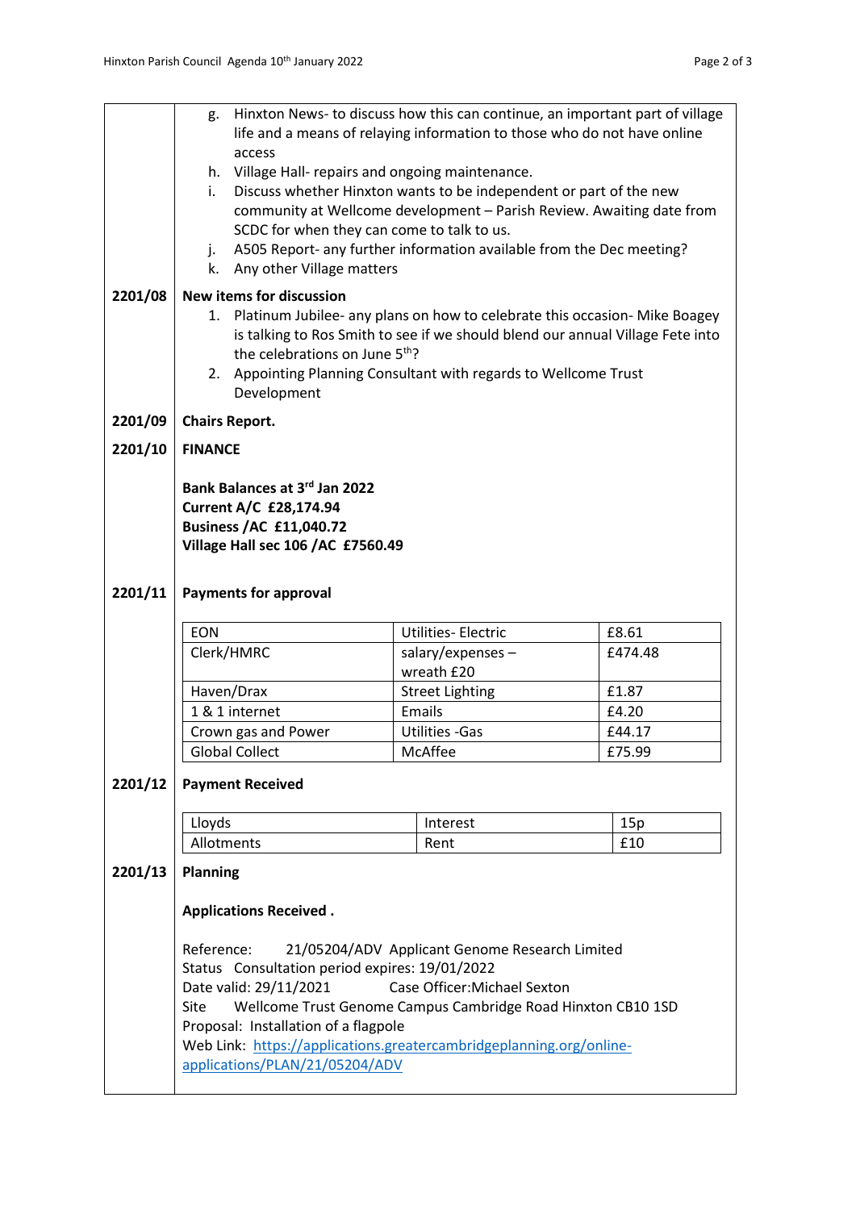g. Hinxton News- to discuss how this can continue, an important part of village life and a means of relaying information to those who do not have online access
h. Village Hall- repairs and ongoing maintenance.
i. Discuss whether Hinxton wants to be independent or part of the new community at Wellcome development – Parish Review. Awaiting date from SCDC for when they can come to talk to us.
j. A505 Report- any further information available from the Dec meeting?
k. Any other Village matters

**2201/08 New items for discussion**

1. Platinum Jubilee- any plans on how to celebrate this occasion- Mike Boagey is talking to Ros Smith to see if we should blend our annual Village Fete into the celebrations on June 5th?
2. Appointing Planning Consultant with regards to Wellcome Trust Development

**2201/09 Chairs Report.**

**2201/10 FINANCE**

**Bank Balances at 3rd Jan 2022**
**Current A/C £28,174.94**
**Business /AC £11,040.72**
**Village Hall sec 106 /AC £7560.49**

**2201/11 Payments for approval**

| | | |
|---|---|---|
| EON | Utilities- Electric | £8.61 |
| Clerk/HMRC | salary/expenses – wreath £20 | £474.48 |
| Haven/Drax | Street Lighting | £1.87 |
| 1 & 1 internet | Emails | £4.20 |
| Crown gas and Power | Utilities -Gas | £44.17 |
| Global Collect | McAffee | £75.99 |

**2201/12 Payment Received**

| | | |
|---|---|---|
| Lloyds | Interest | 15p |
| Allotments | Rent | £10 |

**2201/13 Planning**

**Applications Received .**

Reference: 21/05204/ADV Applicant Genome Research Limited
Status Consultation period expires: 19/01/2022
Date valid: 29/11/2021 Case Officer:Michael Sexton
Site Wellcome Trust Genome Campus Cambridge Road Hinxton CB10 1SD
Proposal: Installation of a flagpole
Web Link: https://applications.greatercambridgeplanning.org/online-applications/PLAN/21/05204/ADV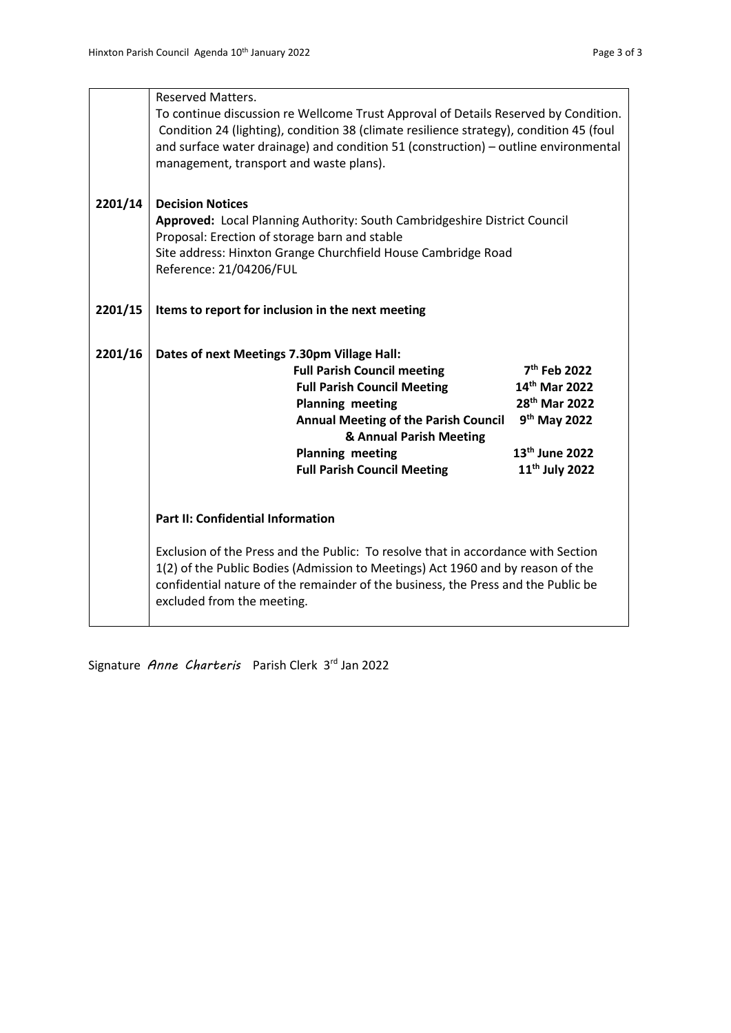| | |
|---|---|
| | Reserved Matters.<br>To continue discussion re Wellcome Trust Approval of Details Reserved by Condition. Condition 24 (lighting), condition 38 (climate resilience strategy), condition 45 (foul and surface water drainage) and condition 51 (construction) – outline environmental management, transport and waste plans). |
| **2201/14** | **Decision Notices**<br>**Approved:** Local Planning Authority: South Cambridgeshire District Council<br>Proposal: Erection of storage barn and stable<br>Site address: Hinxton Grange Churchfield House Cambridge Road<br>Reference: 21/04206/FUL |
| **2201/15** | **Items to report for inclusion in the next meeting** |
| **2201/16** | **Dates of next Meetings 7.30pm Village Hall:**<br>**Full Parish Council meeting** — **7th Feb 2022**<br>**Full Parish Council Meeting** — **14th Mar 2022**<br>**Planning meeting** — **28th Mar 2022**<br>**Annual Meeting of the Parish Council & Annual Parish Meeting** — **9th May 2022**<br>**Planning meeting** — **13th June 2022**<br>**Full Parish Council Meeting** — **11th July 2022** |
| | **Part II: Confidential Information**<br><br>Exclusion of the Press and the Public: To resolve that in accordance with Section 1(2) of the Public Bodies (Admission to Meetings) Act 1960 and by reason of the confidential nature of the remainder of the business, the Press and the Public be excluded from the meeting. |

Signature *Anne Charteris* Parish Clerk 3rd Jan 2022